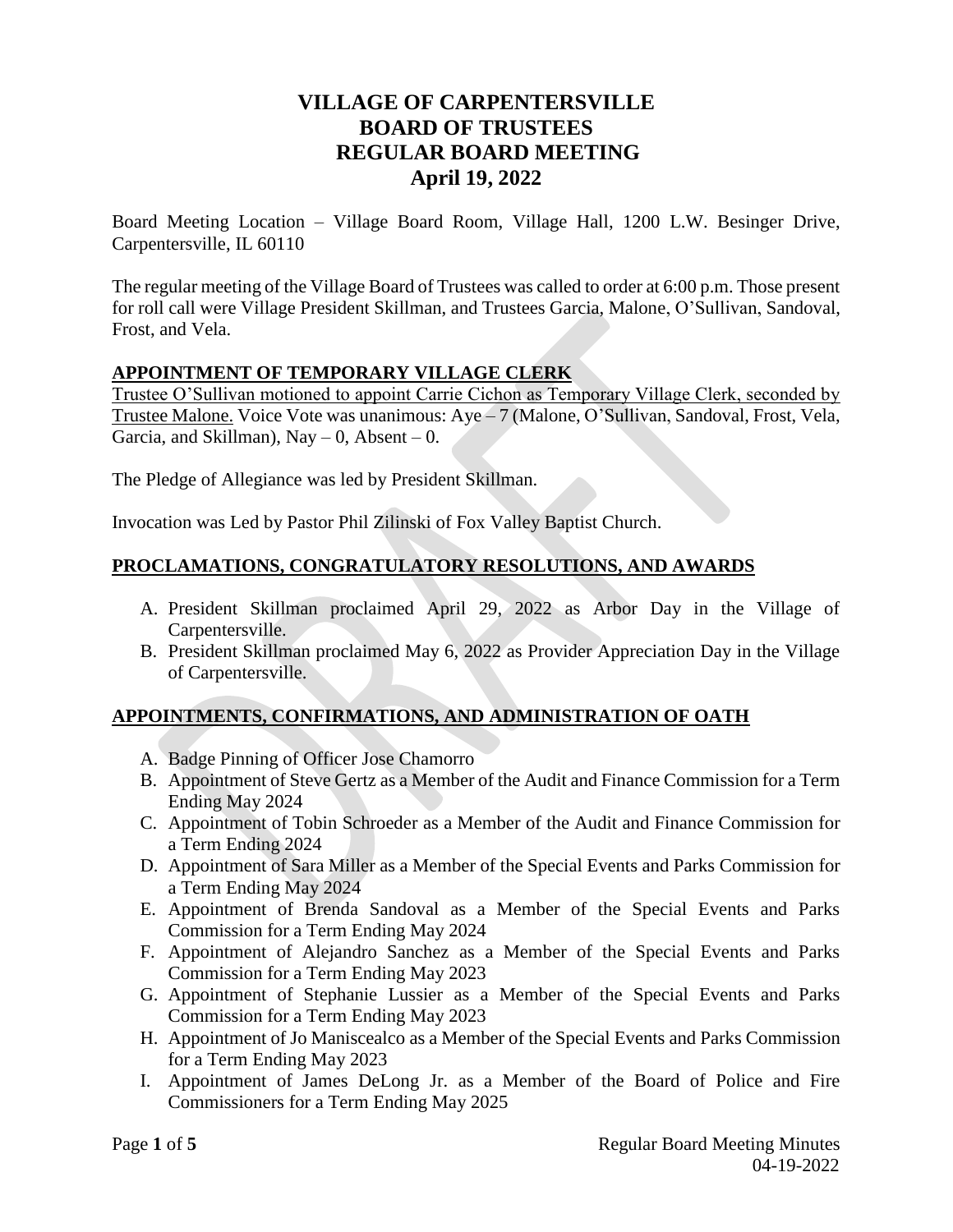# VILLAGE OF CARPENTERSVILLE
# BOARD OF TRUSTEES
# REGULAR BOARD MEETING
# April 19, 2022

Board Meeting Location – Village Board Room, Village Hall, 1200 L.W. Besinger Drive, Carpentersville, IL 60110

The regular meeting of the Village Board of Trustees was called to order at 6:00 p.m. Those present for roll call were Village President Skillman, and Trustees Garcia, Malone, O'Sullivan, Sandoval, Frost, and Vela.

## APPOINTMENT OF TEMPORARY VILLAGE CLERK

Trustee O'Sullivan motioned to appoint Carrie Cichon as Temporary Village Clerk, seconded by Trustee Malone. Voice Vote was unanimous: Aye – 7 (Malone, O'Sullivan, Sandoval, Frost, Vela, Garcia, and Skillman), Nay – 0, Absent – 0.

The Pledge of Allegiance was led by President Skillman.

Invocation was Led by Pastor Phil Zilinski of Fox Valley Baptist Church.

## PROCLAMATIONS, CONGRATULATORY RESOLUTIONS, AND AWARDS

A. President Skillman proclaimed April 29, 2022 as Arbor Day in the Village of Carpentersville.
B. President Skillman proclaimed May 6, 2022 as Provider Appreciation Day in the Village of Carpentersville.

## APPOINTMENTS, CONFIRMATIONS, AND ADMINISTRATION OF OATH

A. Badge Pinning of Officer Jose Chamorro
B. Appointment of Steve Gertz as a Member of the Audit and Finance Commission for a Term Ending May 2024
C. Appointment of Tobin Schroeder as a Member of the Audit and Finance Commission for a Term Ending 2024
D. Appointment of Sara Miller as a Member of the Special Events and Parks Commission for a Term Ending May 2024
E. Appointment of Brenda Sandoval as a Member of the Special Events and Parks Commission for a Term Ending May 2024
F. Appointment of Alejandro Sanchez as a Member of the Special Events and Parks Commission for a Term Ending May 2023
G. Appointment of Stephanie Lussier as a Member of the Special Events and Parks Commission for a Term Ending May 2023
H. Appointment of Jo Maniscealco as a Member of the Special Events and Parks Commission for a Term Ending May 2023
I. Appointment of James DeLong Jr. as a Member of the Board of Police and Fire Commissioners for a Term Ending May 2025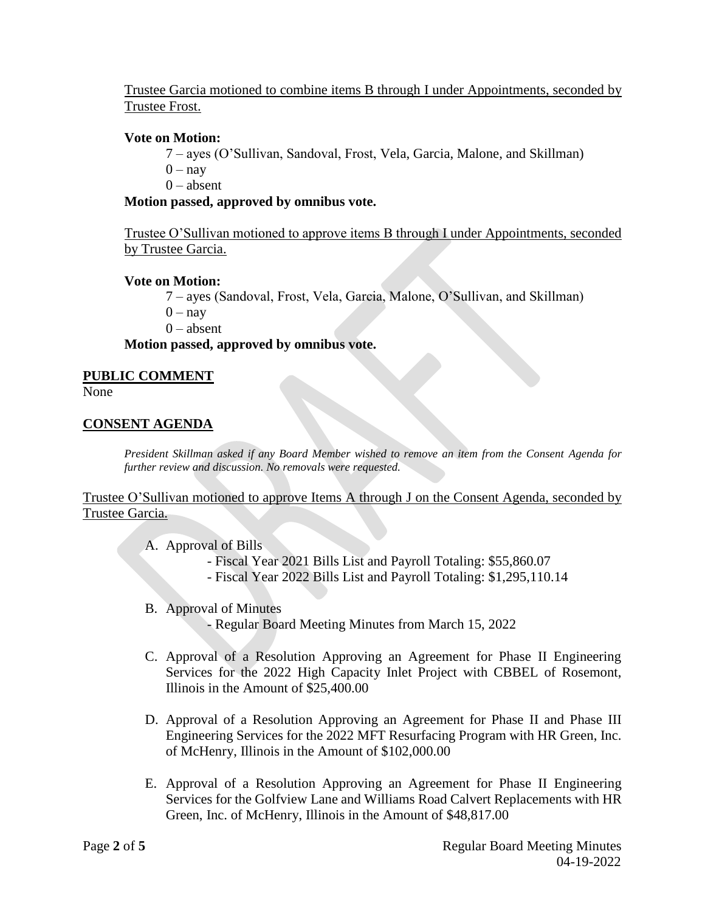Trustee Garcia motioned to combine items B through I under Appointments, seconded by Trustee Frost.

**Vote on Motion:**

7 – ayes (O'Sullivan, Sandoval, Frost, Vela, Garcia, Malone, and Skillman)
0 – nay
0 – absent

**Motion passed, approved by omnibus vote.**

Trustee O'Sullivan motioned to approve items B through I under Appointments, seconded by Trustee Garcia.

**Vote on Motion:**

7 – ayes (Sandoval, Frost, Vela, Garcia, Malone, O'Sullivan, and Skillman)
0 – nay
0 – absent

**Motion passed, approved by omnibus vote.**

## PUBLIC COMMENT

None

## CONSENT AGENDA

*President Skillman asked if any Board Member wished to remove an item from the Consent Agenda for further review and discussion. No removals were requested.*

Trustee O'Sullivan motioned to approve Items A through J on the Consent Agenda, seconded by Trustee Garcia.

A. Approval of Bills
   - Fiscal Year 2021 Bills List and Payroll Totaling: $55,860.07
   - Fiscal Year 2022 Bills List and Payroll Totaling: $1,295,110.14

B. Approval of Minutes
   - Regular Board Meeting Minutes from March 15, 2022

C. Approval of a Resolution Approving an Agreement for Phase II Engineering Services for the 2022 High Capacity Inlet Project with CBBEL of Rosemont, Illinois in the Amount of $25,400.00

D. Approval of a Resolution Approving an Agreement for Phase II and Phase III Engineering Services for the 2022 MFT Resurfacing Program with HR Green, Inc. of McHenry, Illinois in the Amount of $102,000.00

E. Approval of a Resolution Approving an Agreement for Phase II Engineering Services for the Golfview Lane and Williams Road Calvert Replacements with HR Green, Inc. of McHenry, Illinois in the Amount of $48,817.00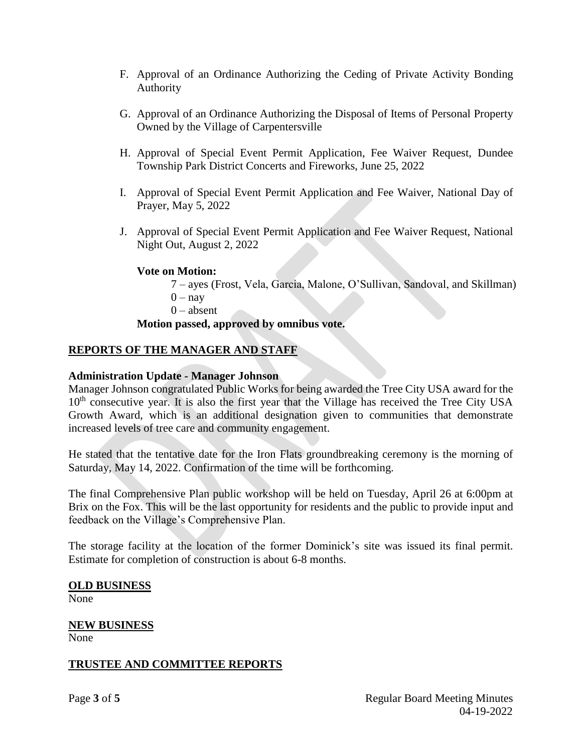F. Approval of an Ordinance Authorizing the Ceding of Private Activity Bonding Authority

G. Approval of an Ordinance Authorizing the Disposal of Items of Personal Property Owned by the Village of Carpentersville

H. Approval of Special Event Permit Application, Fee Waiver Request, Dundee Township Park District Concerts and Fireworks, June 25, 2022

I. Approval of Special Event Permit Application and Fee Waiver, National Day of Prayer, May 5, 2022

J. Approval of Special Event Permit Application and Fee Waiver Request, National Night Out, August 2, 2022

**Vote on Motion:**

7 – ayes (Frost, Vela, Garcia, Malone, O'Sullivan, Sandoval, and Skillman)
0 – nay
0 – absent

**Motion passed, approved by omnibus vote.**

## REPORTS OF THE MANAGER AND STAFF

**Administration Update - Manager Johnson**

Manager Johnson congratulated Public Works for being awarded the Tree City USA award for the 10th consecutive year. It is also the first year that the Village has received the Tree City USA Growth Award, which is an additional designation given to communities that demonstrate increased levels of tree care and community engagement.

He stated that the tentative date for the Iron Flats groundbreaking ceremony is the morning of Saturday, May 14, 2022. Confirmation of the time will be forthcoming.

The final Comprehensive Plan public workshop will be held on Tuesday, April 26 at 6:00pm at Brix on the Fox. This will be the last opportunity for residents and the public to provide input and feedback on the Village's Comprehensive Plan.

The storage facility at the location of the former Dominick's site was issued its final permit. Estimate for completion of construction is about 6-8 months.

## OLD BUSINESS

None

## NEW BUSINESS

None

## TRUSTEE AND COMMITTEE REPORTS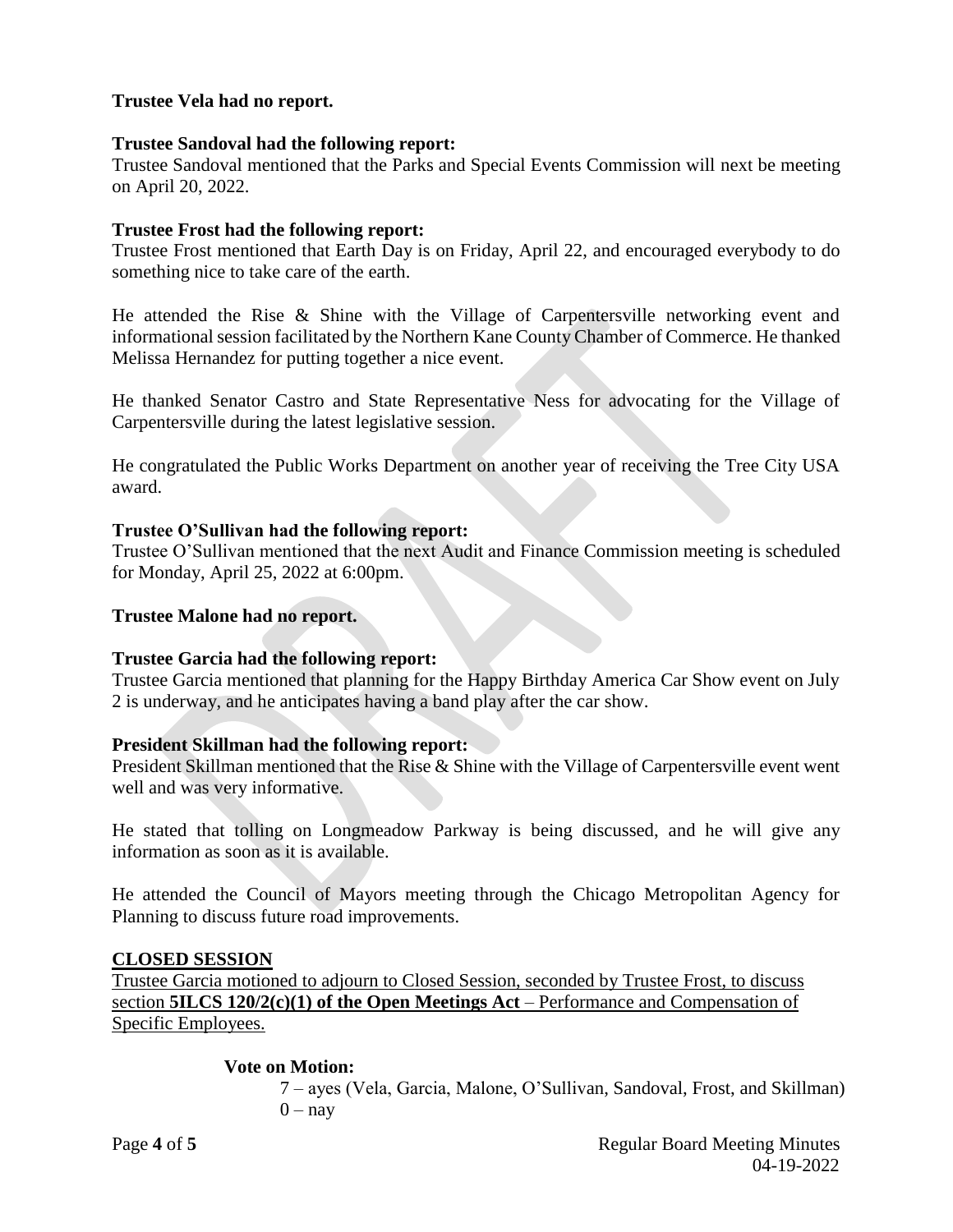**Trustee Vela had no report.**

**Trustee Sandoval had the following report:**
Trustee Sandoval mentioned that the Parks and Special Events Commission will next be meeting on April 20, 2022.

**Trustee Frost had the following report:**
Trustee Frost mentioned that Earth Day is on Friday, April 22, and encouraged everybody to do something nice to take care of the earth.

He attended the Rise & Shine with the Village of Carpentersville networking event and informational session facilitated by the Northern Kane County Chamber of Commerce. He thanked Melissa Hernandez for putting together a nice event.

He thanked Senator Castro and State Representative Ness for advocating for the Village of Carpentersville during the latest legislative session.

He congratulated the Public Works Department on another year of receiving the Tree City USA award.

**Trustee O'Sullivan had the following report:**
Trustee O'Sullivan mentioned that the next Audit and Finance Commission meeting is scheduled for Monday, April 25, 2022 at 6:00pm.

**Trustee Malone had no report.**

**Trustee Garcia had the following report:**
Trustee Garcia mentioned that planning for the Happy Birthday America Car Show event on July 2 is underway, and he anticipates having a band play after the car show.

**President Skillman had the following report:**
President Skillman mentioned that the Rise & Shine with the Village of Carpentersville event went well and was very informative.

He stated that tolling on Longmeadow Parkway is being discussed, and he will give any information as soon as it is available.

He attended the Council of Mayors meeting through the Chicago Metropolitan Agency for Planning to discuss future road improvements.

**CLOSED SESSION**

Trustee Garcia motioned to adjourn to Closed Session, seconded by Trustee Frost, to discuss section **5ILCS 120/2(c)(1) of the Open Meetings Act** – Performance and Compensation of Specific Employees.

**Vote on Motion:**
7 – ayes (Vela, Garcia, Malone, O'Sullivan, Sandoval, Frost, and Skillman)
0 – nay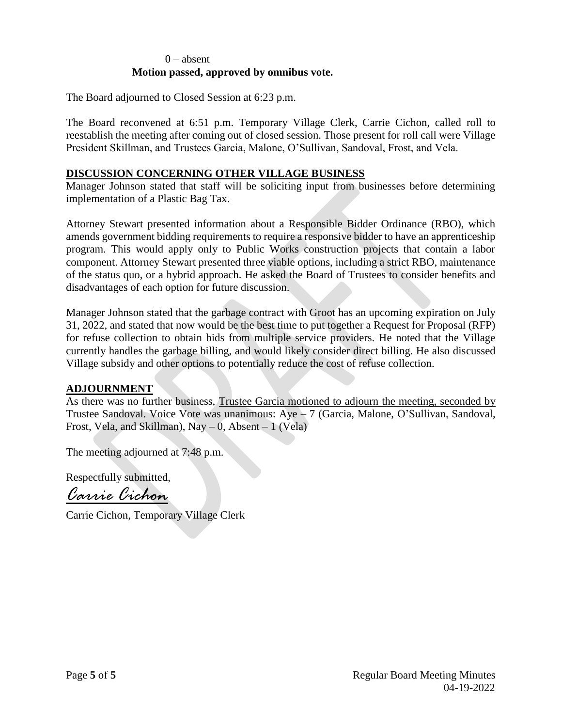0 – absent

**Motion passed, approved by omnibus vote.**

The Board adjourned to Closed Session at 6:23 p.m.

The Board reconvened at 6:51 p.m. Temporary Village Clerk, Carrie Cichon, called roll to reestablish the meeting after coming out of closed session. Those present for roll call were Village President Skillman, and Trustees Garcia, Malone, O'Sullivan, Sandoval, Frost, and Vela.

## DISCUSSION CONCERNING OTHER VILLAGE BUSINESS

Manager Johnson stated that staff will be soliciting input from businesses before determining implementation of a Plastic Bag Tax.

Attorney Stewart presented information about a Responsible Bidder Ordinance (RBO), which amends government bidding requirements to require a responsive bidder to have an apprenticeship program. This would apply only to Public Works construction projects that contain a labor component. Attorney Stewart presented three viable options, including a strict RBO, maintenance of the status quo, or a hybrid approach. He asked the Board of Trustees to consider benefits and disadvantages of each option for future discussion.

Manager Johnson stated that the garbage contract with Groot has an upcoming expiration on July 31, 2022, and stated that now would be the best time to put together a Request for Proposal (RFP) for refuse collection to obtain bids from multiple service providers. He noted that the Village currently handles the garbage billing, and would likely consider direct billing. He also discussed Village subsidy and other options to potentially reduce the cost of refuse collection.

## ADJOURNMENT

As there was no further business, Trustee Garcia motioned to adjourn the meeting, seconded by Trustee Sandoval. Voice Vote was unanimous: Aye – 7 (Garcia, Malone, O'Sullivan, Sandoval, Frost, Vela, and Skillman), Nay – 0, Absent – 1 (Vela)

The meeting adjourned at 7:48 p.m.

Respectfully submitted,

*Carrie Cichon*

Carrie Cichon, Temporary Village Clerk

Regular Board Meeting Minutes
04-19-2022